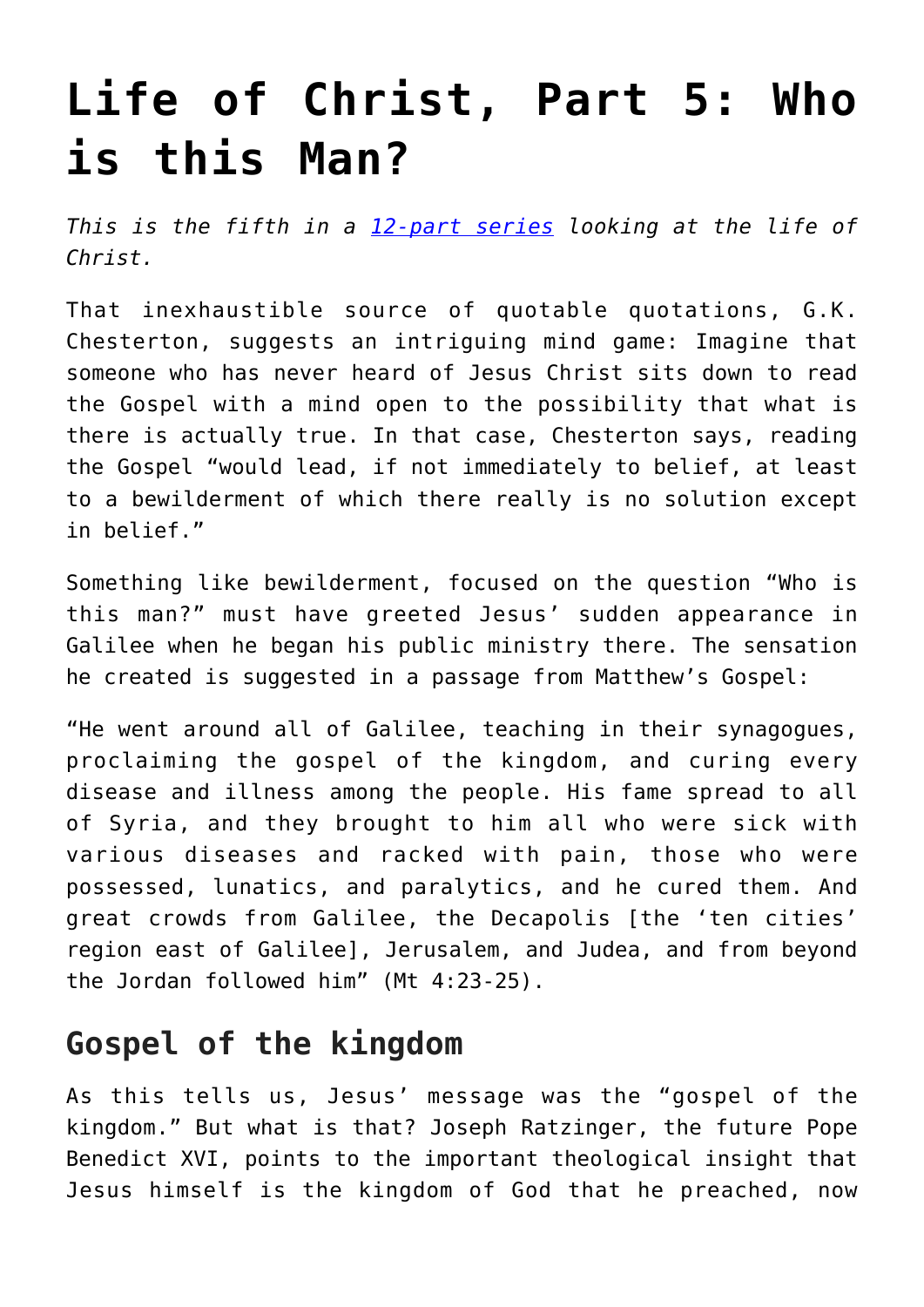# Life of Christ, Part 5: Who is this Man?

*This is the fifth in a [12-part series](#) looking at the life of Christ.*

That inexhaustible source of quotable quotations, G.K. Chesterton, suggests an intriguing mind game: Imagine that someone who has never heard of Jesus Christ sits down to read the Gospel with a mind open to the possibility that what is there is actually true. In that case, Chesterton says, reading the Gospel "would lead, if not immediately to belief, at least to a bewilderment of which there really is no solution except in belief."

Something like bewilderment, focused on the question "Who is this man?" must have greeted Jesus' sudden appearance in Galilee when he began his public ministry there. The sensation he created is suggested in a passage from Matthew's Gospel:

"He went around all of Galilee, teaching in their synagogues, proclaiming the gospel of the kingdom, and curing every disease and illness among the people. His fame spread to all of Syria, and they brought to him all who were sick with various diseases and racked with pain, those who were possessed, lunatics, and paralytics, and he cured them. And great crowds from Galilee, the Decapolis [the 'ten cities' region east of Galilee], Jerusalem, and Judea, and from beyond the Jordan followed him" (Mt 4:23-25).

## Gospel of the kingdom

As this tells us, Jesus' message was the "gospel of the kingdom." But what is that? Joseph Ratzinger, the future Pope Benedict XVI, points to the important theological insight that Jesus himself is the kingdom of God that he preached, now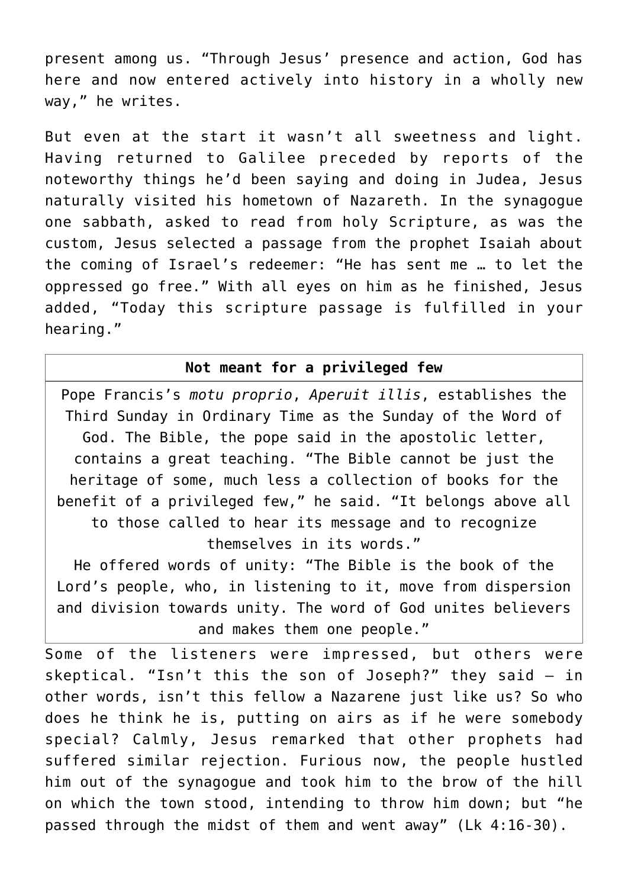present among us. "Through Jesus' presence and action, God has here and now entered actively into history in a wholly new way," he writes.

But even at the start it wasn't all sweetness and light. Having returned to Galilee preceded by reports of the noteworthy things he'd been saying and doing in Judea, Jesus naturally visited his hometown of Nazareth. In the synagogue one sabbath, asked to read from holy Scripture, as was the custom, Jesus selected a passage from the prophet Isaiah about the coming of Israel's redeemer: "He has sent me … to let the oppressed go free." With all eyes on him as he finished, Jesus added, "Today this scripture passage is fulfilled in your hearing."

| **Not meant for a privileged few** |
|---|
| Pope Francis's *motu proprio*, *Aperuit illis*, establishes the Third Sunday in Ordinary Time as the Sunday of the Word of God. The Bible, the pope said in the apostolic letter, contains a great teaching. "The Bible cannot be just the heritage of some, much less a collection of books for the benefit of a privileged few," he said. "It belongs above all to those called to hear its message and to recognize themselves in its words." He offered words of unity: "The Bible is the book of the Lord's people, who, in listening to it, move from dispersion and division towards unity. The word of God unites believers and makes them one people." |

Some of the listeners were impressed, but others were skeptical. "Isn't this the son of Joseph?" they said — in other words, isn't this fellow a Nazarene just like us? So who does he think he is, putting on airs as if he were somebody special? Calmly, Jesus remarked that other prophets had suffered similar rejection. Furious now, the people hustled him out of the synagogue and took him to the brow of the hill on which the town stood, intending to throw him down; but "he passed through the midst of them and went away" (Lk 4:16-30).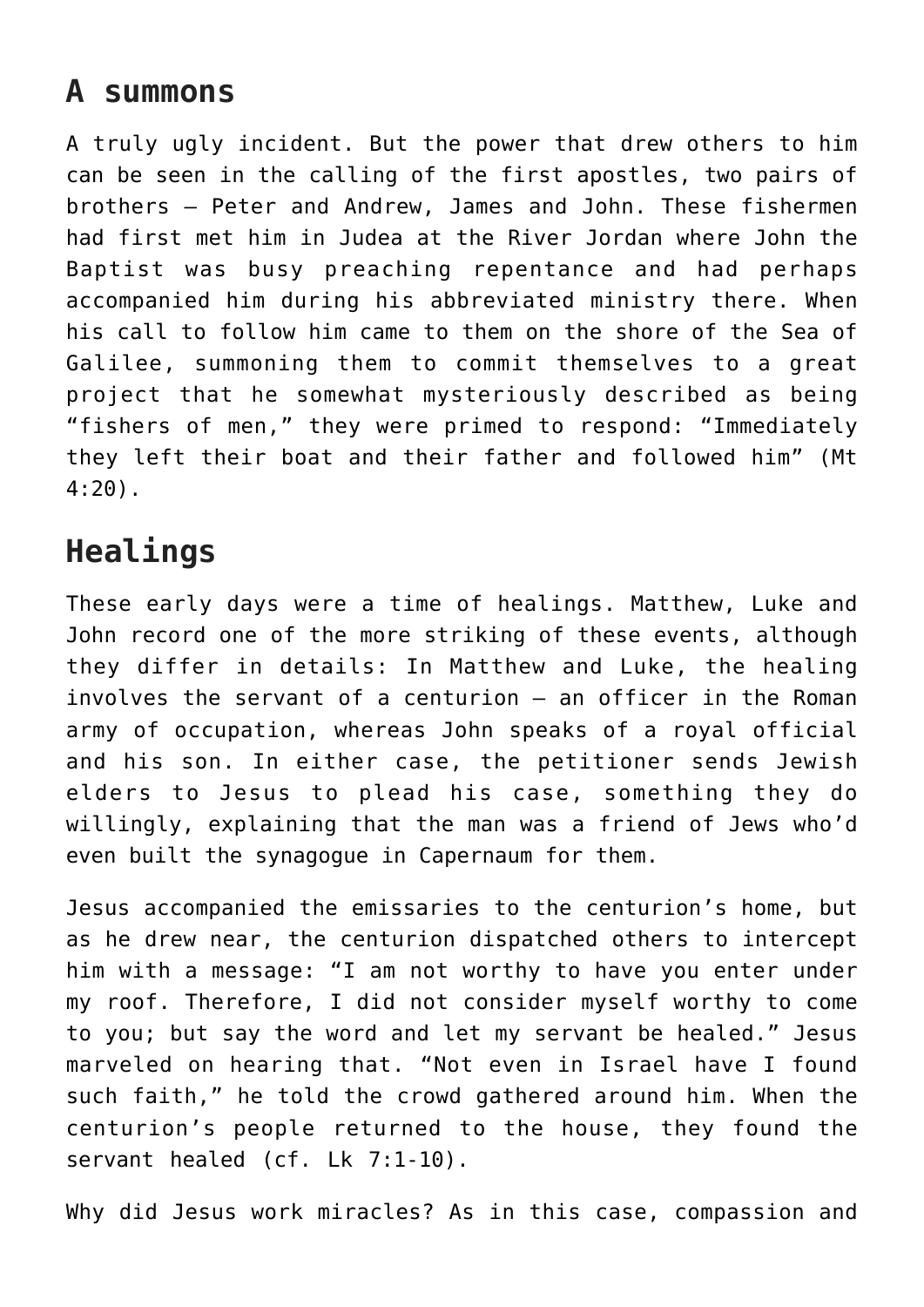## A summons

A truly ugly incident. But the power that drew others to him can be seen in the calling of the first apostles, two pairs of brothers — Peter and Andrew, James and John. These fishermen had first met him in Judea at the River Jordan where John the Baptist was busy preaching repentance and had perhaps accompanied him during his abbreviated ministry there. When his call to follow him came to them on the shore of the Sea of Galilee, summoning them to commit themselves to a great project that he somewhat mysteriously described as being "fishers of men," they were primed to respond: "Immediately they left their boat and their father and followed him" (Mt 4:20).

## Healings

These early days were a time of healings. Matthew, Luke and John record one of the more striking of these events, although they differ in details: In Matthew and Luke, the healing involves the servant of a centurion — an officer in the Roman army of occupation, whereas John speaks of a royal official and his son. In either case, the petitioner sends Jewish elders to Jesus to plead his case, something they do willingly, explaining that the man was a friend of Jews who'd even built the synagogue in Capernaum for them.

Jesus accompanied the emissaries to the centurion's home, but as he drew near, the centurion dispatched others to intercept him with a message: "I am not worthy to have you enter under my roof. Therefore, I did not consider myself worthy to come to you; but say the word and let my servant be healed." Jesus marveled on hearing that. "Not even in Israel have I found such faith," he told the crowd gathered around him. When the centurion's people returned to the house, they found the servant healed (cf. Lk 7:1-10).

Why did Jesus work miracles? As in this case, compassion and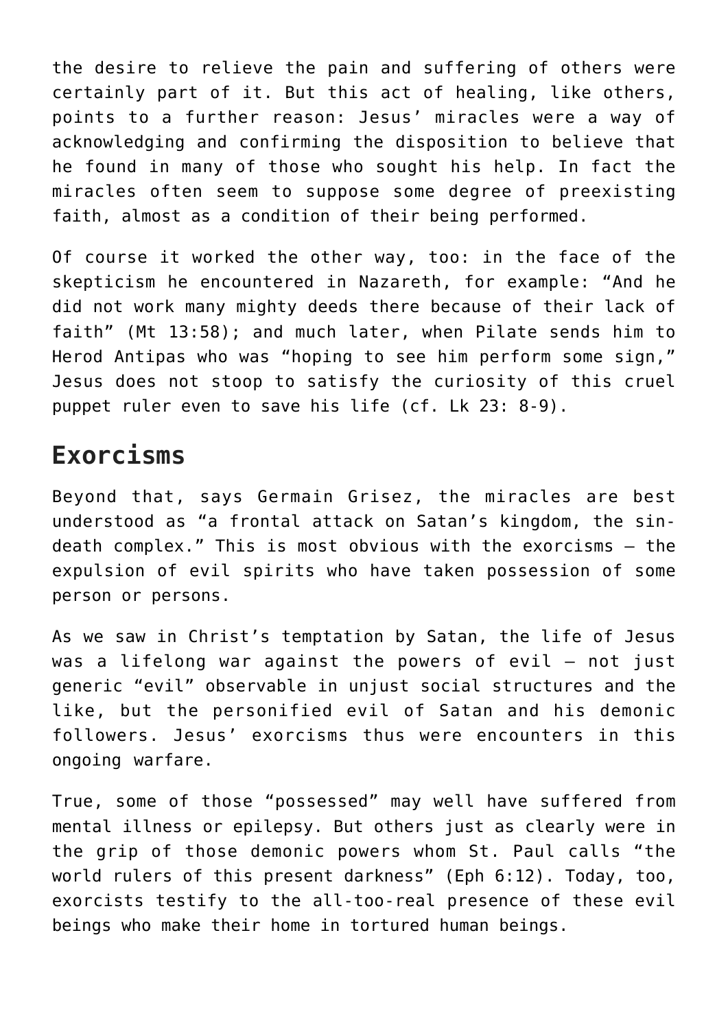the desire to relieve the pain and suffering of others were certainly part of it. But this act of healing, like others, points to a further reason: Jesus' miracles were a way of acknowledging and confirming the disposition to believe that he found in many of those who sought his help. In fact the miracles often seem to suppose some degree of preexisting faith, almost as a condition of their being performed.

Of course it worked the other way, too: in the face of the skepticism he encountered in Nazareth, for example: "And he did not work many mighty deeds there because of their lack of faith" (Mt 13:58); and much later, when Pilate sends him to Herod Antipas who was "hoping to see him perform some sign," Jesus does not stoop to satisfy the curiosity of this cruel puppet ruler even to save his life (cf. Lk 23: 8-9).

## Exorcisms

Beyond that, says Germain Grisez, the miracles are best understood as "a frontal attack on Satan's kingdom, the sin-death complex." This is most obvious with the exorcisms – the expulsion of evil spirits who have taken possession of some person or persons.

As we saw in Christ's temptation by Satan, the life of Jesus was a lifelong war against the powers of evil – not just generic "evil" observable in unjust social structures and the like, but the personified evil of Satan and his demonic followers. Jesus' exorcisms thus were encounters in this ongoing warfare.

True, some of those "possessed" may well have suffered from mental illness or epilepsy. But others just as clearly were in the grip of those demonic powers whom St. Paul calls "the world rulers of this present darkness" (Eph 6:12). Today, too, exorcists testify to the all-too-real presence of these evil beings who make their home in tortured human beings.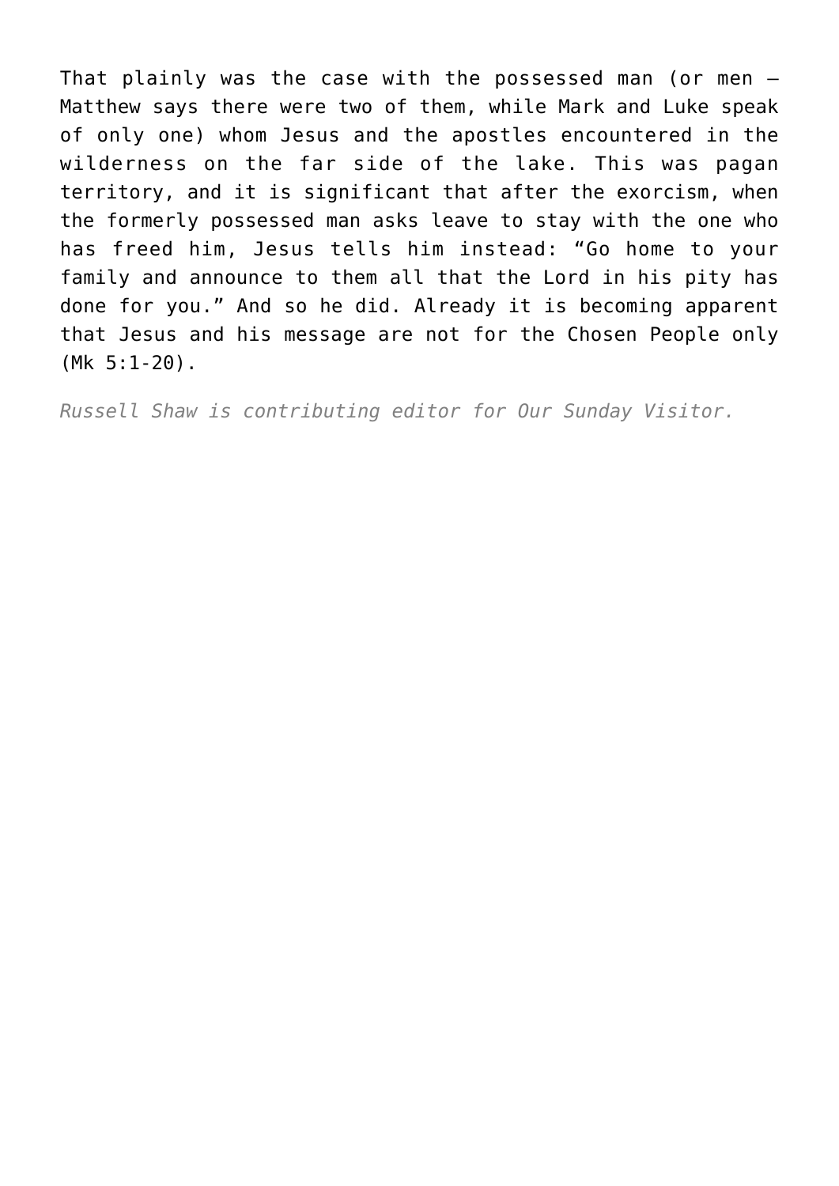That plainly was the case with the possessed man (or men — Matthew says there were two of them, while Mark and Luke speak of only one) whom Jesus and the apostles encountered in the wilderness on the far side of the lake. This was pagan territory, and it is significant that after the exorcism, when the formerly possessed man asks leave to stay with the one who has freed him, Jesus tells him instead: "Go home to your family and announce to them all that the Lord in his pity has done for you." And so he did. Already it is becoming apparent that Jesus and his message are not for the Chosen People only (Mk 5:1-20).

*Russell Shaw is contributing editor for Our Sunday Visitor.*